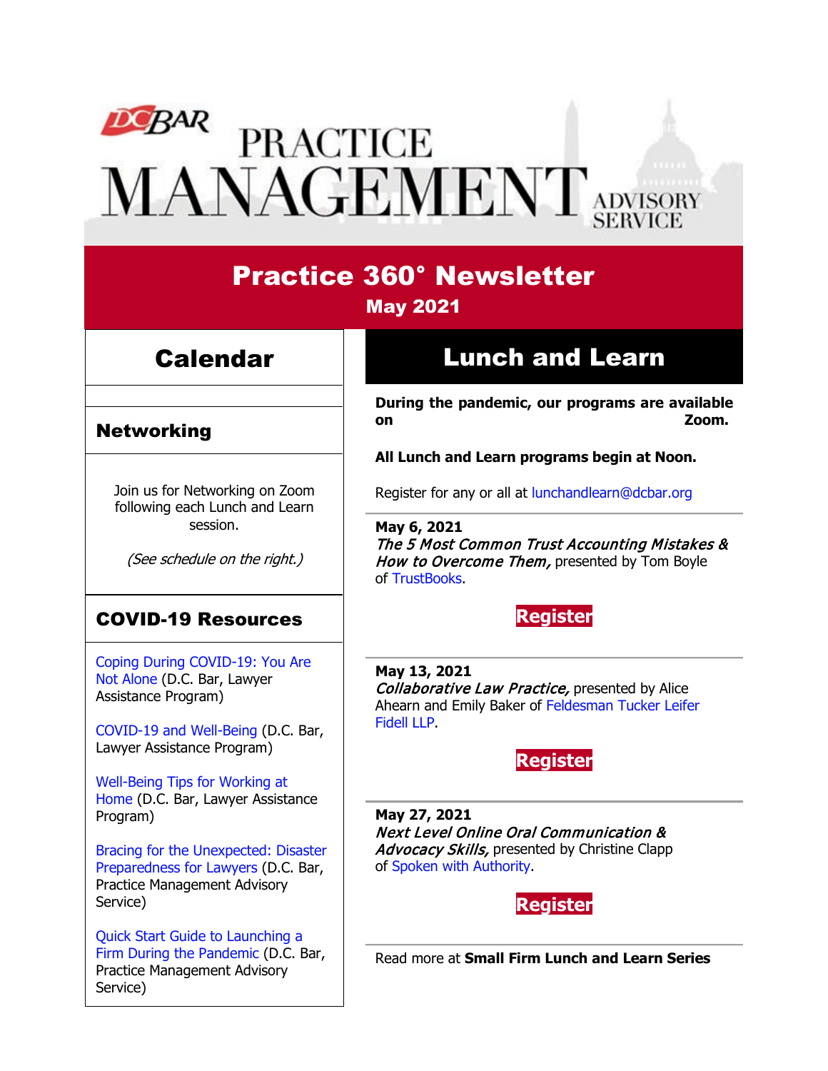# Practice 360° Newsletter

**May 2021**

## Calendar

### Networking

Join us for Networking on Zoom following each Lunch and Learn session.

*(See schedule on the right.)*

### COVID-19 Resources

Coping During COVID-19: You Are Not Alone (D.C. Bar, Lawyer Assistance Program)

COVID-19 and Well-Being (D.C. Bar, Lawyer Assistance Program)

Well-Being Tips for Working at Home (D.C. Bar, Lawyer Assistance Program)

Bracing for the Unexpected: Disaster Preparedness for Lawyers (D.C. Bar, Practice Management Advisory Service)

Quick Start Guide to Launching a Firm During the Pandemic (D.C. Bar, Practice Management Advisory Service)

## Lunch and Learn

**During the pandemic, our programs are available on Zoom.**

**All Lunch and Learn programs begin at Noon.**

Register for any or all at lunchandlearn@dcbar.org

---

**May 6, 2021**
*The 5 Most Common Trust Accounting Mistakes & How to Overcome Them,* presented by Tom Boyle of TrustBooks.

**Register**

---

**May 13, 2021**
*Collaborative Law Practice,* presented by Alice Ahearn and Emily Baker of Feldesman Tucker Leifer Fidell LLP.

**Register**

---

**May 27, 2021**
*Next Level Online Oral Communication & Advocacy Skills,* presented by Christine Clapp of Spoken with Authority.

**Register**

---

Read more at **Small Firm Lunch and Learn Series**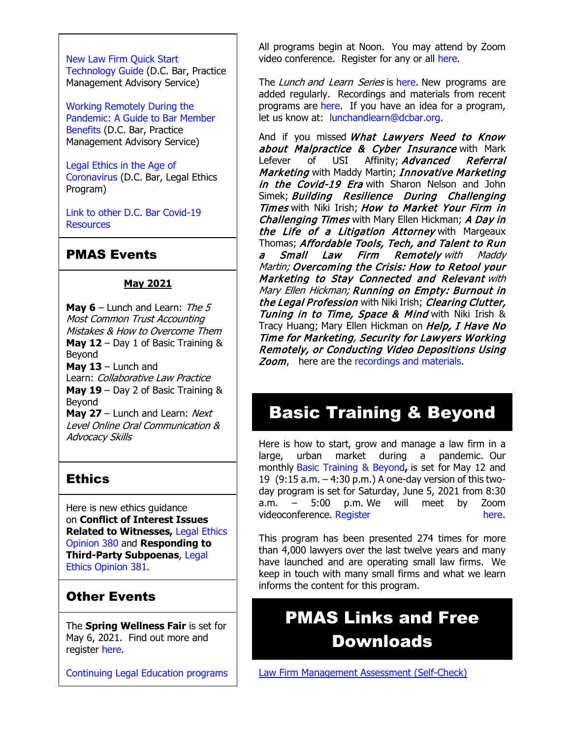New Law Firm Quick Start Technology Guide (D.C. Bar, Practice Management Advisory Service)

Working Remotely During the Pandemic: A Guide to Bar Member Benefits (D.C. Bar, Practice Management Advisory Service)

Legal Ethics in the Age of Coronavirus (D.C. Bar, Legal Ethics Program)

Link to other D.C. Bar Covid-19 Resources

## PMAS Events

**May 2021**

**May 6** – Lunch and Learn: *The 5 Most Common Trust Accounting Mistakes & How to Overcome Them*
**May 12** – Day 1 of Basic Training & Beyond
**May 13** – Lunch and Learn: *Collaborative Law Practice*
**May 19** – Day 2 of Basic Training & Beyond
**May 27** – Lunch and Learn: *Next Level Online Oral Communication & Advocacy Skills*

## Ethics

Here is new ethics guidance on **Conflict of Interest Issues Related to Witnesses,** Legal Ethics Opinion 380 and **Responding to Third-Party Subpoenas**, Legal Ethics Opinion 381.

## Other Events

The **Spring Wellness Fair** is set for May 6, 2021. Find out more and register here.

Continuing Legal Education programs

All programs begin at Noon. You may attend by Zoom video conference. Register for any or all here.

The *Lunch and Learn Series* is here. New programs are added regularly. Recordings and materials from recent programs are here. If you have an idea for a program, let us know at: lunchandlearn@dcbar.org.

And if you missed ***What Lawyers Need to Know about Malpractice & Cyber Insurance*** with Mark Lefever of USI Affinity; ***Advanced Referral Marketing*** with Maddy Martin; ***Innovative Marketing in the Covid-19 Era*** with Sharon Nelson and John Simek; ***Building Resilience During Challenging Times*** with Niki Irish; ***How to Market Your Firm in Challenging Times*** with Mary Ellen Hickman; ***A Day in the Life of a Litigation Attorney*** with Margeaux Thomas; ***Affordable Tools, Tech, and Talent to Run a Small Law Firm Remotely*** *with Maddy Martin;* ***Overcoming the Crisis: How to Retool your Marketing to Stay Connected and Relevant*** *with Mary Ellen Hickman;* ***Running on Empty: Burnout in the Legal Profession*** with Niki Irish; ***Clearing Clutter, Tuning in to Time, Space & Mind*** with Niki Irish & Tracy Huang; Mary Ellen Hickman on ***Help, I Have No Time for Marketing***, ***Security for Lawyers Working Remotely, or Conducting Video Depositions Using Zoom***, here are the recordings and materials.

## Basic Training & Beyond

Here is how to start, grow and manage a law firm in a large, urban market during a pandemic. Our monthly Basic Training & Beyond**,** is set for May 12 and 19 (9:15 a.m. – 4:30 p.m.) A one-day version of this two-day program is set for Saturday, June 5, 2021 from 8:30 a.m. – 5:00 p.m. We will meet by Zoom videoconference. Register here.

This program has been presented 274 times for more than 4,000 lawyers over the last twelve years and many have launched and are operating small law firms. We keep in touch with many small firms and what we learn informs the content for this program.

## PMAS Links and Free Downloads

Law Firm Management Assessment (Self-Check)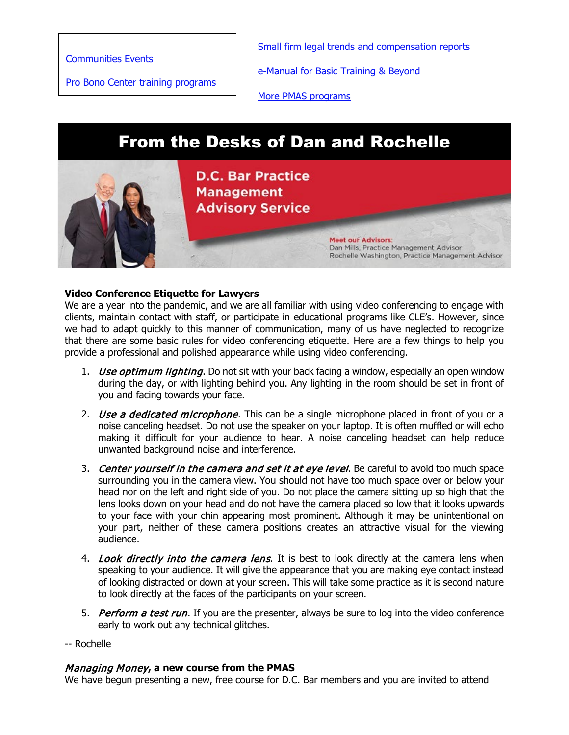Communities Events

Pro Bono Center training programs

Small firm legal trends and compensation reports

e-Manual for Basic Training & Beyond

More PMAS programs

## From the Desks of Dan and Rochelle

D.C. Bar Practice Management Advisory Service

Meet our Advisors:
Dan Mills, Practice Management Advisor
Rochelle Washington, Practice Management Advisor

**Video Conference Etiquette for Lawyers**

We are a year into the pandemic, and we are all familiar with using video conferencing to engage with clients, maintain contact with staff, or participate in educational programs like CLE's. However, since we had to adapt quickly to this manner of communication, many of us have neglected to recognize that there are some basic rules for video conferencing etiquette. Here are a few things to help you provide a professional and polished appearance while using video conferencing.

1. *Use optimum lighting*. Do not sit with your back facing a window, especially an open window during the day, or with lighting behind you. Any lighting in the room should be set in front of you and facing towards your face.
2. *Use a dedicated microphone*. This can be a single microphone placed in front of you or a noise canceling headset. Do not use the speaker on your laptop. It is often muffled or will echo making it difficult for your audience to hear. A noise canceling headset can help reduce unwanted background noise and interference.
3. *Center yourself in the camera and set it at eye level*. Be careful to avoid too much space surrounding you in the camera view. You should not have too much space over or below your head nor on the left and right side of you. Do not place the camera sitting up so high that the lens looks down on your head and do not have the camera placed so low that it looks upwards to your face with your chin appearing most prominent. Although it may be unintentional on your part, neither of these camera positions creates an attractive visual for the viewing audience.
4. *Look directly into the camera lens*. It is best to look directly at the camera lens when speaking to your audience. It will give the appearance that you are making eye contact instead of looking distracted or down at your screen. This will take some practice as it is second nature to look directly at the faces of the participants on your screen.
5. *Perform a test run*. If you are the presenter, always be sure to log into the video conference early to work out any technical glitches.

-- Rochelle

***Managing Money*, a new course from the PMAS**

We have begun presenting a new, free course for D.C. Bar members and you are invited to attend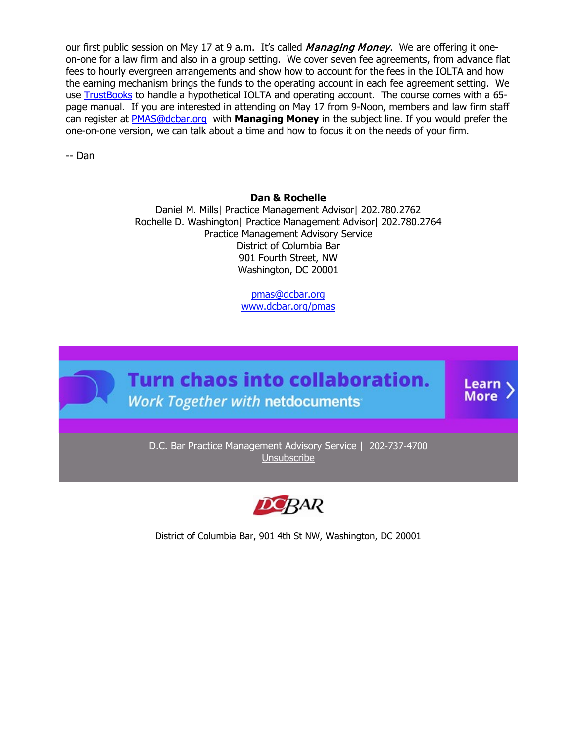our first public session on May 17 at 9 a.m.  It's called *Managing Money*.  We are offering it one-on-one for a law firm and also in a group setting.  We cover seven fee agreements, from advance flat fees to hourly evergreen arrangements and show how to account for the fees in the IOLTA and how the earning mechanism brings the funds to the operating account in each fee agreement setting.  We use TrustBooks to handle a hypothetical IOLTA and operating account.  The course comes with a 65-page manual.  If you are interested in attending on May 17 from 9-Noon, members and law firm staff can register at PMAS@dcbar.org with **Managing Money** in the subject line. If you would prefer the one-on-one version, we can talk about a time and how to focus it on the needs of your firm.

-- Dan

**Dan & Rochelle**
Daniel M. Mills| Practice Management Advisor| 202.780.2762
Rochelle D. Washington| Practice Management Advisor| 202.780.2764
Practice Management Advisory Service
District of Columbia Bar
901 Fourth Street, NW
Washington, DC 20001

pmas@dcbar.org
www.dcbar.org/pmas

Turn chaos into collaboration.
Work Together with netdocuments
Learn More

D.C. Bar Practice Management Advisory Service | 202-737-4700
Unsubscribe

DCBAR

District of Columbia Bar, 901 4th St NW, Washington, DC 20001